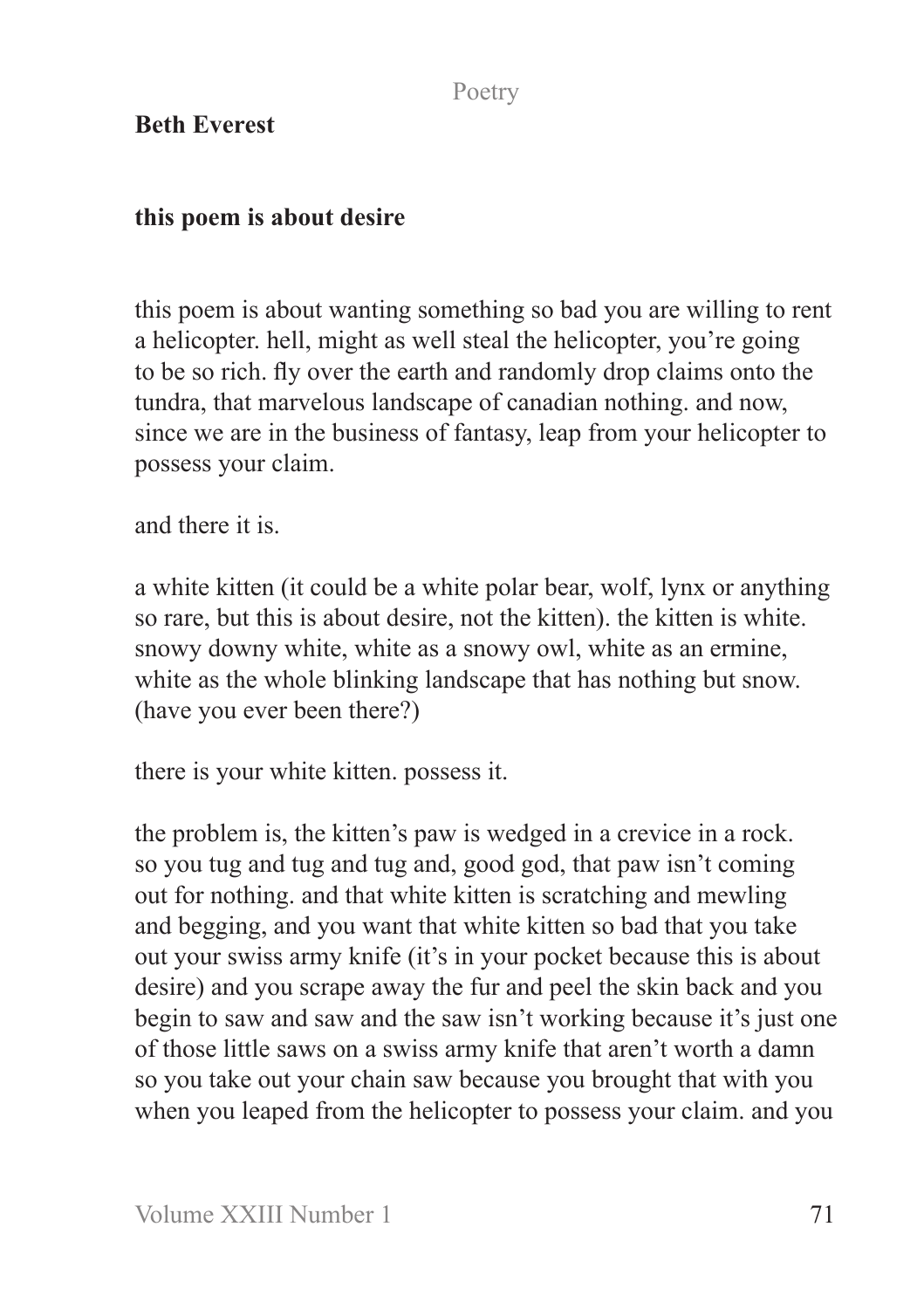**Beth Everest**

## this poem is about desire

this poem is about wanting something so bad you are willing to rent a helicopter. hell, might as well steal the helicopter, you're going to be so rich. fly over the earth and randomly drop claims onto the tundra, that marvelous landscape of canadian nothing. and now, since we are in the business of fantasy, leap from your helicopter to possess your claim.

and there it is.

a white kitten (it could be a white polar bear, wolf, lynx or anything so rare, but this is about desire, not the kitten). the kitten is white. snowy downy white, white as a snowy owl, white as an ermine, white as the whole blinking landscape that has nothing but snow. (have you ever been there?)

there is your white kitten. possess it.

the problem is, the kitten's paw is wedged in a crevice in a rock. so you tug and tug and tug and, good god, that paw isn't coming out for nothing. and that white kitten is scratching and mewling and begging, and you want that white kitten so bad that you take out your swiss army knife (it's in your pocket because this is about desire) and you scrape away the fur and peel the skin back and you begin to saw and saw and the saw isn't working because it's just one of those little saws on a swiss army knife that aren't worth a damn so you take out your chain saw because you brought that with you when you leaped from the helicopter to possess your claim. and you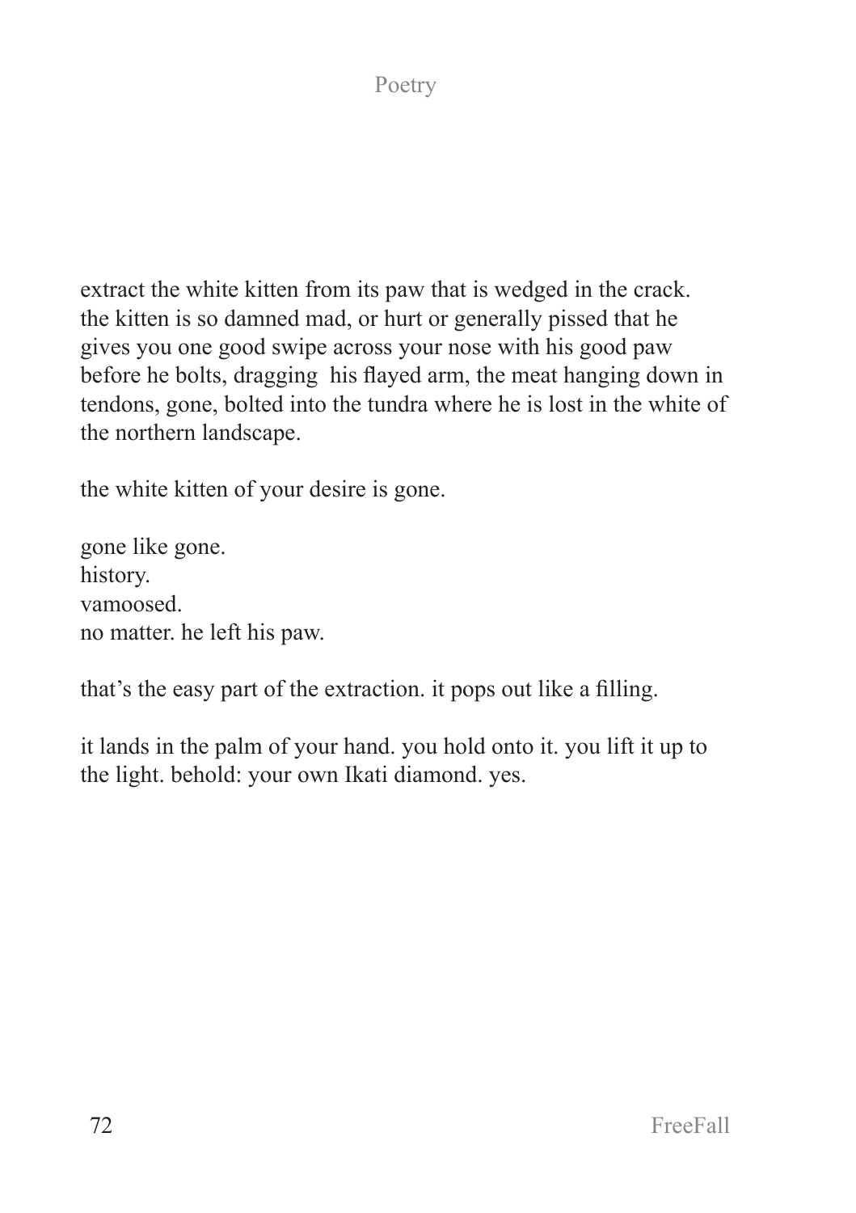extract the white kitten from its paw that is wedged in the crack. the kitten is so damned mad, or hurt or generally pissed that he gives you one good swipe across your nose with his good paw before he bolts, dragging his flayed arm, the meat hanging down in tendons, gone, bolted into the tundra where he is lost in the white of the northern landscape.

the white kitten of your desire is gone.

gone like gone.  
history.  
vamoosed.  
no matter. he left his paw.

that's the easy part of the extraction. it pops out like a filling.

it lands in the palm of your hand. you hold onto it. you lift it up to the light. behold: your own Ikati diamond. yes.